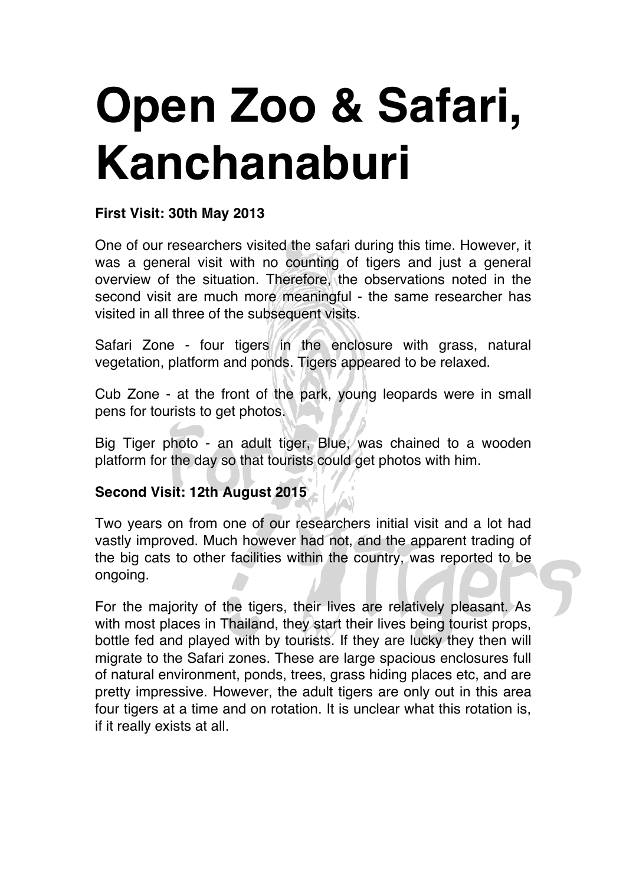# Open Zoo & Safari, Kanchanaburi

**First Visit: 30th May 2013**

One of our researchers visited the safari during this time. However, it was a general visit with no counting of tigers and just a general overview of the situation. Therefore, the observations noted in the second visit are much more meaningful - the same researcher has visited in all three of the subsequent visits.

Safari Zone - four tigers in the enclosure with grass, natural vegetation, platform and ponds. Tigers appeared to be relaxed.

Cub Zone - at the front of the park, young leopards were in small pens for tourists to get photos.

Big Tiger photo - an adult tiger, Blue, was chained to a wooden platform for the day so that tourists could get photos with him.

**Second Visit: 12th August 2015**

Two years on from one of our researchers initial visit and a lot had vastly improved. Much however had not, and the apparent trading of the big cats to other facilities within the country, was reported to be ongoing.

For the majority of the tigers, their lives are relatively pleasant. As with most places in Thailand, they start their lives being tourist props, bottle fed and played with by tourists. If they are lucky they then will migrate to the Safari zones. These are large spacious enclosures full of natural environment, ponds, trees, grass hiding places etc, and are pretty impressive. However, the adult tigers are only out in this area four tigers at a time and on rotation. It is unclear what this rotation is, if it really exists at all.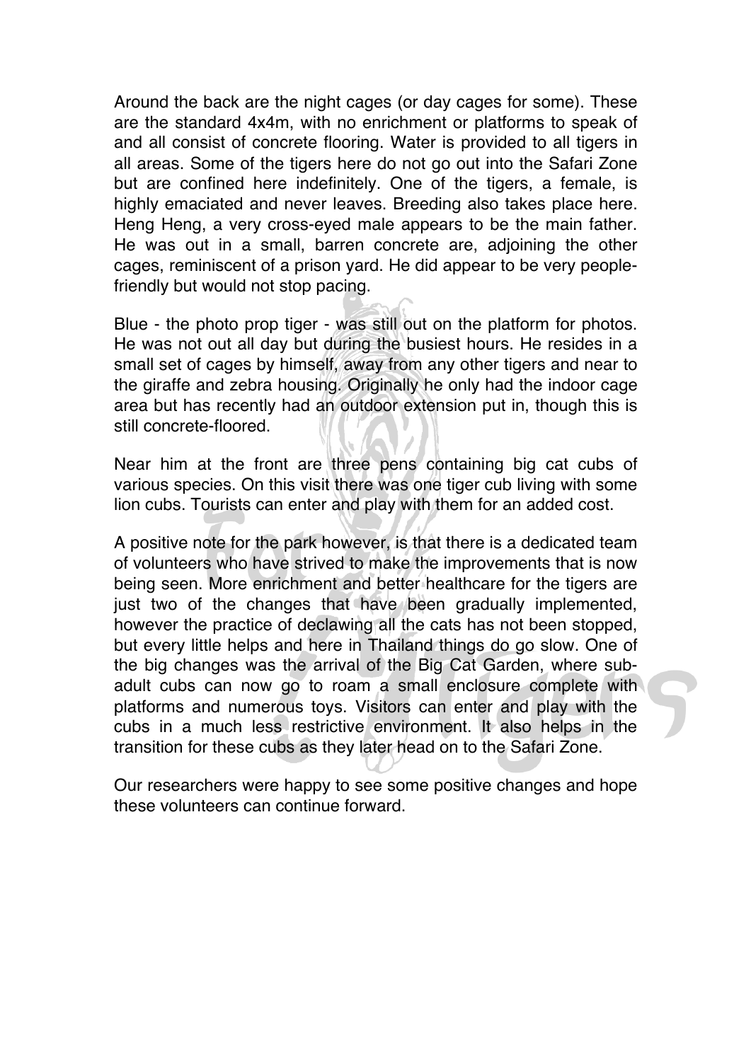Around the back are the night cages (or day cages for some). These are the standard 4x4m, with no enrichment or platforms to speak of and all consist of concrete flooring. Water is provided to all tigers in all areas. Some of the tigers here do not go out into the Safari Zone but are confined here indefinitely. One of the tigers, a female, is highly emaciated and never leaves. Breeding also takes place here. Heng Heng, a very cross-eyed male appears to be the main father. He was out in a small, barren concrete are, adjoining the other cages, reminiscent of a prison yard. He did appear to be very people-friendly but would not stop pacing.

Blue - the photo prop tiger - was still out on the platform for photos. He was not out all day but during the busiest hours. He resides in a small set of cages by himself, away from any other tigers and near to the giraffe and zebra housing. Originally he only had the indoor cage area but has recently had an outdoor extension put in, though this is still concrete-floored.

Near him at the front are three pens containing big cat cubs of various species. On this visit there was one tiger cub living with some lion cubs. Tourists can enter and play with them for an added cost.

A positive note for the park however, is that there is a dedicated team of volunteers who have strived to make the improvements that is now being seen. More enrichment and better healthcare for the tigers are just two of the changes that have been gradually implemented, however the practice of declawing all the cats has not been stopped, but every little helps and here in Thailand things do go slow. One of the big changes was the arrival of the Big Cat Garden, where sub-adult cubs can now go to roam a small enclosure complete with platforms and numerous toys. Visitors can enter and play with the cubs in a much less restrictive environment. It also helps in the transition for these cubs as they later head on to the Safari Zone.

Our researchers were happy to see some positive changes and hope these volunteers can continue forward.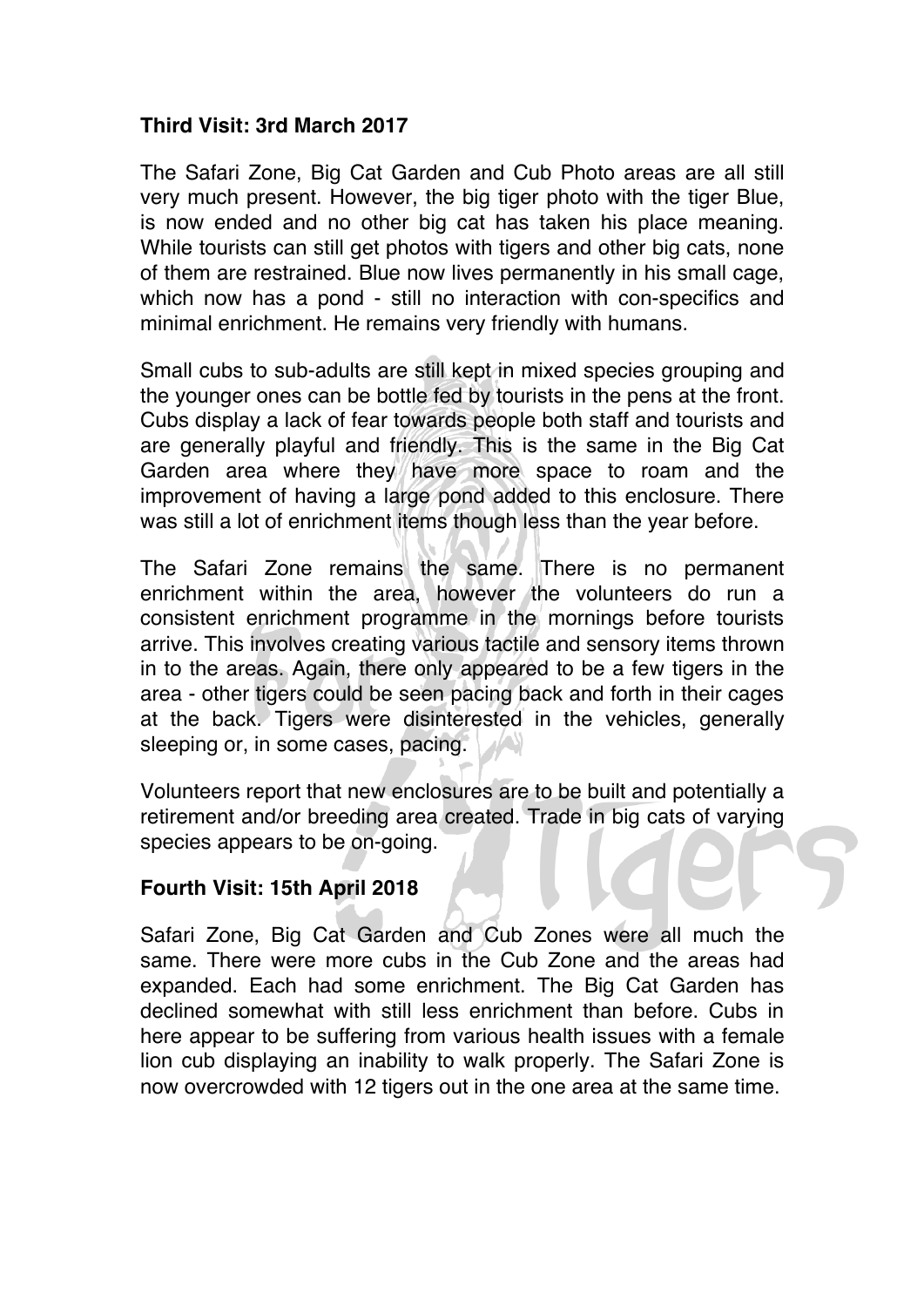**Third Visit: 3rd March 2017**

The Safari Zone, Big Cat Garden and Cub Photo areas are all still very much present. However, the big tiger photo with the tiger Blue, is now ended and no other big cat has taken his place meaning. While tourists can still get photos with tigers and other big cats, none of them are restrained. Blue now lives permanently in his small cage, which now has a pond - still no interaction with con-specifics and minimal enrichment. He remains very friendly with humans.

Small cubs to sub-adults are still kept in mixed species grouping and the younger ones can be bottle fed by tourists in the pens at the front. Cubs display a lack of fear towards people both staff and tourists and are generally playful and friendly. This is the same in the Big Cat Garden area where they have more space to roam and the improvement of having a large pond added to this enclosure. There was still a lot of enrichment items though less than the year before.

The Safari Zone remains the same. There is no permanent enrichment within the area, however the volunteers do run a consistent enrichment programme in the mornings before tourists arrive. This involves creating various tactile and sensory items thrown in to the areas. Again, there only appeared to be a few tigers in the area - other tigers could be seen pacing back and forth in their cages at the back. Tigers were disinterested in the vehicles, generally sleeping or, in some cases, pacing.

Volunteers report that new enclosures are to be built and potentially a retirement and/or breeding area created. Trade in big cats of varying species appears to be on-going.

**Fourth Visit: 15th April 2018**

Safari Zone, Big Cat Garden and Cub Zones were all much the same. There were more cubs in the Cub Zone and the areas had expanded. Each had some enrichment. The Big Cat Garden has declined somewhat with still less enrichment than before. Cubs in here appear to be suffering from various health issues with a female lion cub displaying an inability to walk properly. The Safari Zone is now overcrowded with 12 tigers out in the one area at the same time.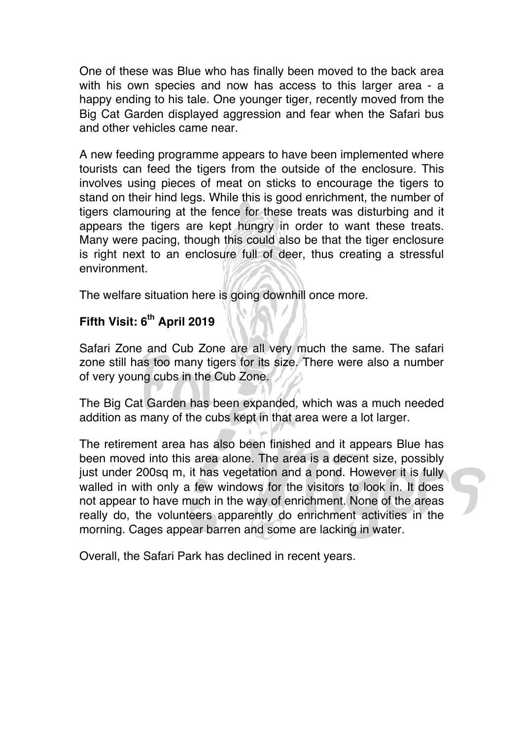One of these was Blue who has finally been moved to the back area with his own species and now has access to this larger area - a happy ending to his tale. One younger tiger, recently moved from the Big Cat Garden displayed aggression and fear when the Safari bus and other vehicles came near.

A new feeding programme appears to have been implemented where tourists can feed the tigers from the outside of the enclosure. This involves using pieces of meat on sticks to encourage the tigers to stand on their hind legs. While this is good enrichment, the number of tigers clamouring at the fence for these treats was disturbing and it appears the tigers are kept hungry in order to want these treats. Many were pacing, though this could also be that the tiger enclosure is right next to an enclosure full of deer, thus creating a stressful environment.

The welfare situation here is going downhill once more.

**Fifth Visit: 6th April 2019**

Safari Zone and Cub Zone are all very much the same. The safari zone still has too many tigers for its size. There were also a number of very young cubs in the Cub Zone.

The Big Cat Garden has been expanded, which was a much needed addition as many of the cubs kept in that area were a lot larger.

The retirement area has also been finished and it appears Blue has been moved into this area alone. The area is a decent size, possibly just under 200sq m, it has vegetation and a pond. However it is fully walled in with only a few windows for the visitors to look in. It does not appear to have much in the way of enrichment. None of the areas really do, the volunteers apparently do enrichment activities in the morning. Cages appear barren and some are lacking in water.

Overall, the Safari Park has declined in recent years.